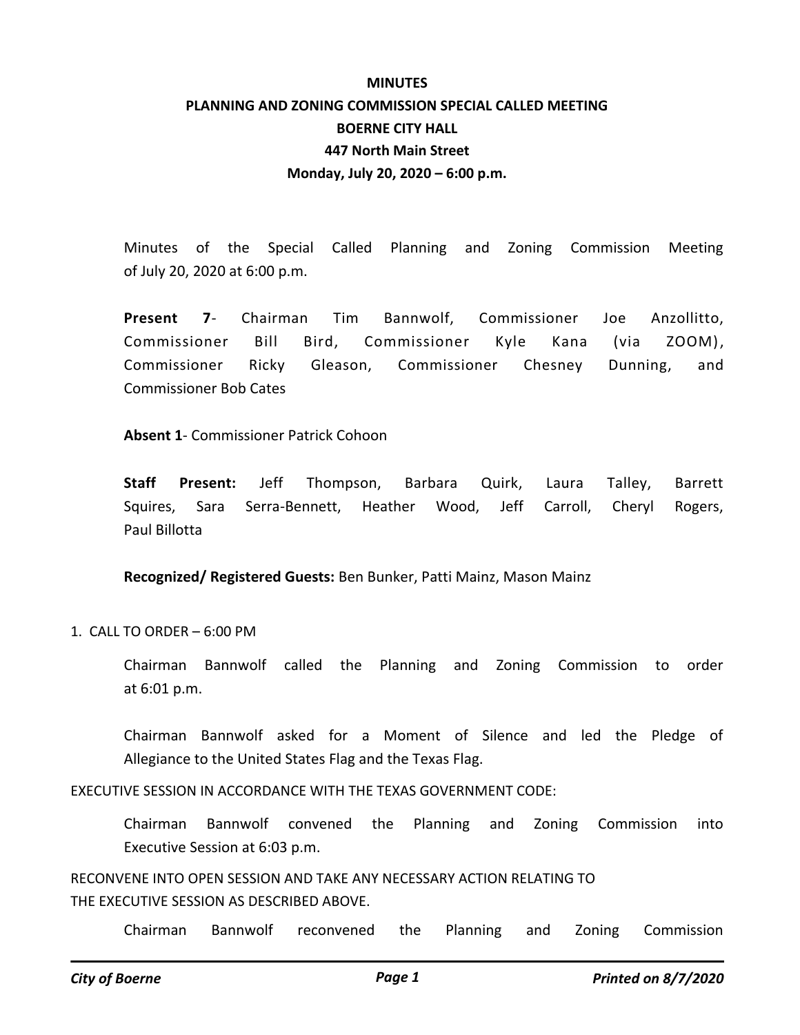**MINUTES**
**PLANNING AND ZONING COMMISSION SPECIAL CALLED MEETING**
**BOERNE CITY HALL**
**447 North Main Street**
**Monday, July 20, 2020 – 6:00 p.m.**

Minutes of the Special Called Planning and Zoning Commission Meeting of July 20, 2020 at 6:00 p.m.

**Present 7**- Chairman Tim Bannwolf, Commissioner Joe Anzollitto, Commissioner Bill Bird, Commissioner Kyle Kana (via ZOOM), Commissioner Ricky Gleason, Commissioner Chesney Dunning, and Commissioner Bob Cates

**Absent 1**- Commissioner Patrick Cohoon

**Staff Present:** Jeff Thompson, Barbara Quirk, Laura Talley, Barrett Squires, Sara Serra-Bennett, Heather Wood, Jeff Carroll, Cheryl Rogers, Paul Billotta

**Recognized/ Registered Guests:** Ben Bunker, Patti Mainz, Mason Mainz

1. CALL TO ORDER – 6:00 PM

Chairman Bannwolf called the Planning and Zoning Commission to order at 6:01 p.m.

Chairman Bannwolf asked for a Moment of Silence and led the Pledge of Allegiance to the United States Flag and the Texas Flag.

EXECUTIVE SESSION IN ACCORDANCE WITH THE TEXAS GOVERNMENT CODE:

Chairman Bannwolf convened the Planning and Zoning Commission into Executive Session at 6:03 p.m.

RECONVENE INTO OPEN SESSION AND TAKE ANY NECESSARY ACTION RELATING TO THE EXECUTIVE SESSION AS DESCRIBED ABOVE.

Chairman Bannwolf reconvened the Planning and Zoning Commission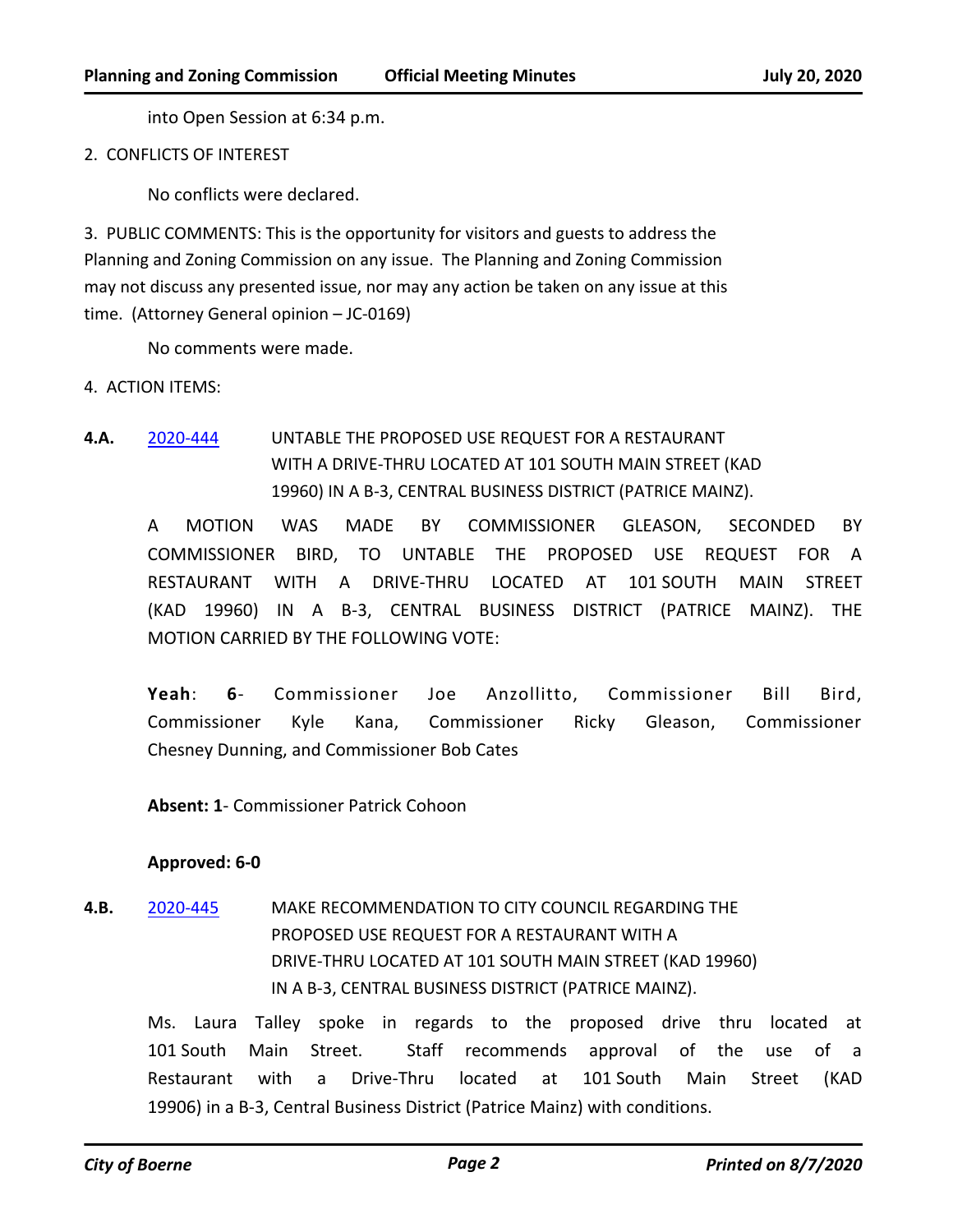into Open Session at 6:34 p.m.

2. CONFLICTS OF INTEREST

No conflicts were declared.

3. PUBLIC COMMENTS: This is the opportunity for visitors and guests to address the Planning and Zoning Commission on any issue. The Planning and Zoning Commission may not discuss any presented issue, nor may any action be taken on any issue at this time. (Attorney General opinion – JC-0169)

No comments were made.

4. ACTION ITEMS:

**4.A.** [2020-444](2020-444) UNTABLE THE PROPOSED USE REQUEST FOR A RESTAURANT WITH A DRIVE-THRU LOCATED AT 101 SOUTH MAIN STREET (KAD 19960) IN A B-3, CENTRAL BUSINESS DISTRICT (PATRICE MAINZ).

A MOTION WAS MADE BY COMMISSIONER GLEASON, SECONDED BY COMMISSIONER BIRD, TO UNTABLE THE PROPOSED USE REQUEST FOR A RESTAURANT WITH A DRIVE-THRU LOCATED AT 101 SOUTH MAIN STREET (KAD 19960) IN A B-3, CENTRAL BUSINESS DISTRICT (PATRICE MAINZ). THE MOTION CARRIED BY THE FOLLOWING VOTE:

**Yeah**: **6**- Commissioner Joe Anzollitto, Commissioner Bill Bird, Commissioner Kyle Kana, Commissioner Ricky Gleason, Commissioner Chesney Dunning, and Commissioner Bob Cates

**Absent: 1**- Commissioner Patrick Cohoon

**Approved: 6-0**

**4.B.** [2020-445](2020-445) MAKE RECOMMENDATION TO CITY COUNCIL REGARDING THE PROPOSED USE REQUEST FOR A RESTAURANT WITH A DRIVE-THRU LOCATED AT 101 SOUTH MAIN STREET (KAD 19960) IN A B-3, CENTRAL BUSINESS DISTRICT (PATRICE MAINZ).

Ms. Laura Talley spoke in regards to the proposed drive thru located at 101 South Main Street. Staff recommends approval of the use of a Restaurant with a Drive-Thru located at 101 South Main Street (KAD 19906) in a B-3, Central Business District (Patrice Mainz) with conditions.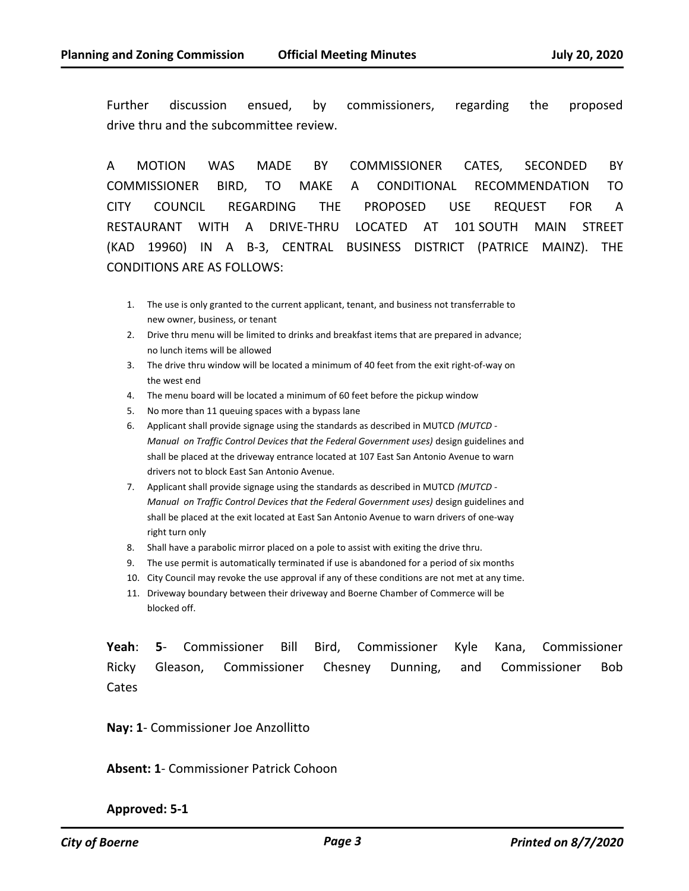Further discussion ensued, by commissioners, regarding the proposed drive thru and the subcommittee review.

A MOTION WAS MADE BY COMMISSIONER CATES, SECONDED BY COMMISSIONER BIRD, TO MAKE A CONDITIONAL RECOMMENDATION TO CITY COUNCIL REGARDING THE PROPOSED USE REQUEST FOR A RESTAURANT WITH A DRIVE-THRU LOCATED AT 101 SOUTH MAIN STREET (KAD 19960) IN A B-3, CENTRAL BUSINESS DISTRICT (PATRICE MAINZ). THE CONDITIONS ARE AS FOLLOWS:

1. The use is only granted to the current applicant, tenant, and business not transferrable to new owner, business, or tenant
2. Drive thru menu will be limited to drinks and breakfast items that are prepared in advance; no lunch items will be allowed
3. The drive thru window will be located a minimum of 40 feet from the exit right-of-way on the west end
4. The menu board will be located a minimum of 60 feet before the pickup window
5. No more than 11 queuing spaces with a bypass lane
6. Applicant shall provide signage using the standards as described in MUTCD *(MUTCD - Manual on Traffic Control Devices that the Federal Government uses)* design guidelines and shall be placed at the driveway entrance located at 107 East San Antonio Avenue to warn drivers not to block East San Antonio Avenue.
7. Applicant shall provide signage using the standards as described in MUTCD *(MUTCD - Manual on Traffic Control Devices that the Federal Government uses)* design guidelines and shall be placed at the exit located at East San Antonio Avenue to warn drivers of one-way right turn only
8. Shall have a parabolic mirror placed on a pole to assist with exiting the drive thru.
9. The use permit is automatically terminated if use is abandoned for a period of six months
10. City Council may revoke the use approval if any of these conditions are not met at any time.
11. Driveway boundary between their driveway and Boerne Chamber of Commerce will be blocked off.

**Yeah**: **5**- Commissioner Bill Bird, Commissioner Kyle Kana, Commissioner Ricky Gleason, Commissioner Chesney Dunning, and Commissioner Bob Cates

**Nay: 1**- Commissioner Joe Anzollitto

**Absent: 1**- Commissioner Patrick Cohoon

**Approved: 5-1**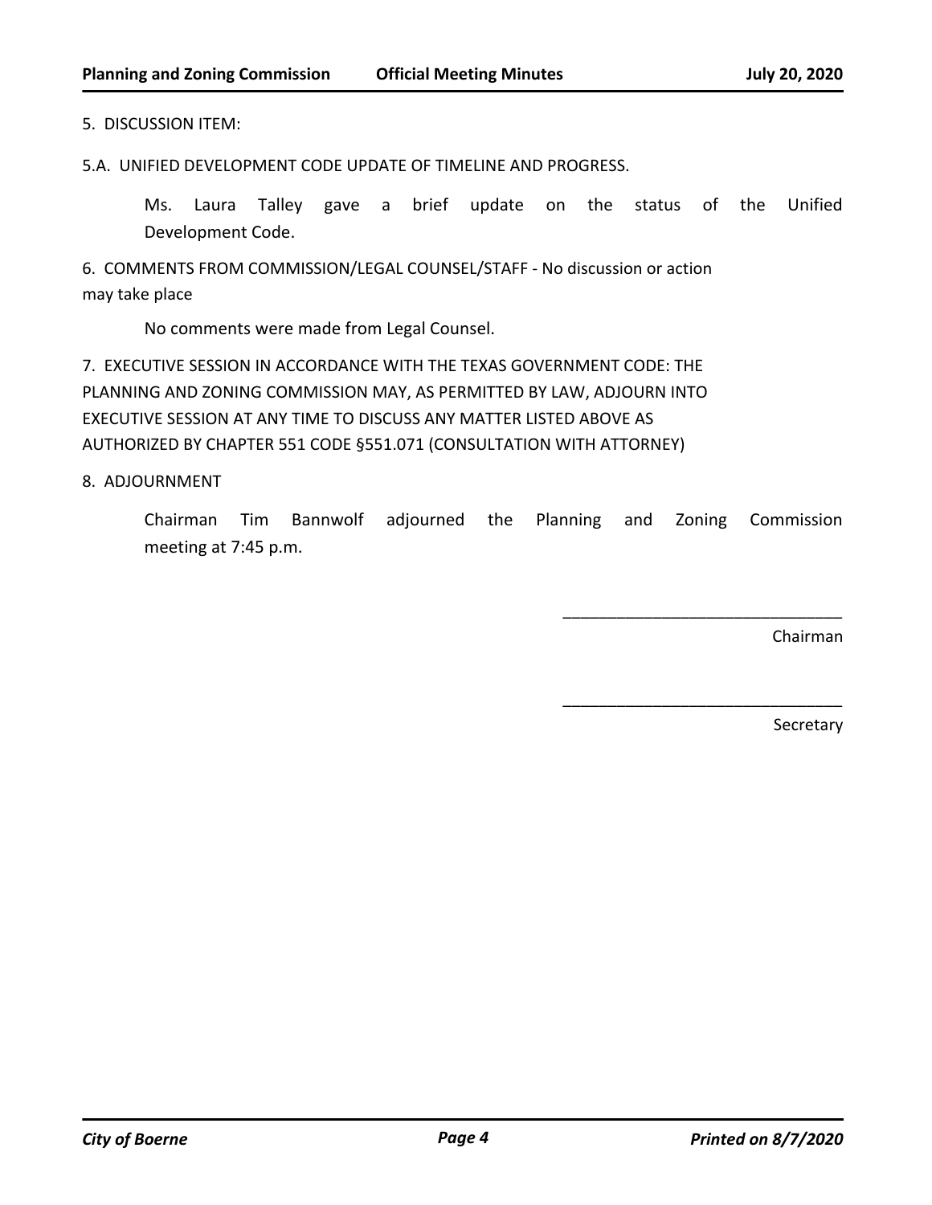5. DISCUSSION ITEM:

5.A. UNIFIED DEVELOPMENT CODE UPDATE OF TIMELINE AND PROGRESS.

Ms. Laura Talley gave a brief update on the status of the Unified Development Code.

6. COMMENTS FROM COMMISSION/LEGAL COUNSEL/STAFF - No discussion or action may take place

No comments were made from Legal Counsel.

7. EXECUTIVE SESSION IN ACCORDANCE WITH THE TEXAS GOVERNMENT CODE: THE PLANNING AND ZONING COMMISSION MAY, AS PERMITTED BY LAW, ADJOURN INTO EXECUTIVE SESSION AT ANY TIME TO DISCUSS ANY MATTER LISTED ABOVE AS AUTHORIZED BY CHAPTER 551 CODE §551.071 (CONSULTATION WITH ATTORNEY)

8. ADJOURNMENT

Chairman Tim Bannwolf adjourned the Planning and Zoning Commission meeting at 7:45 p.m.

______________________________
Chairman

______________________________
Secretary